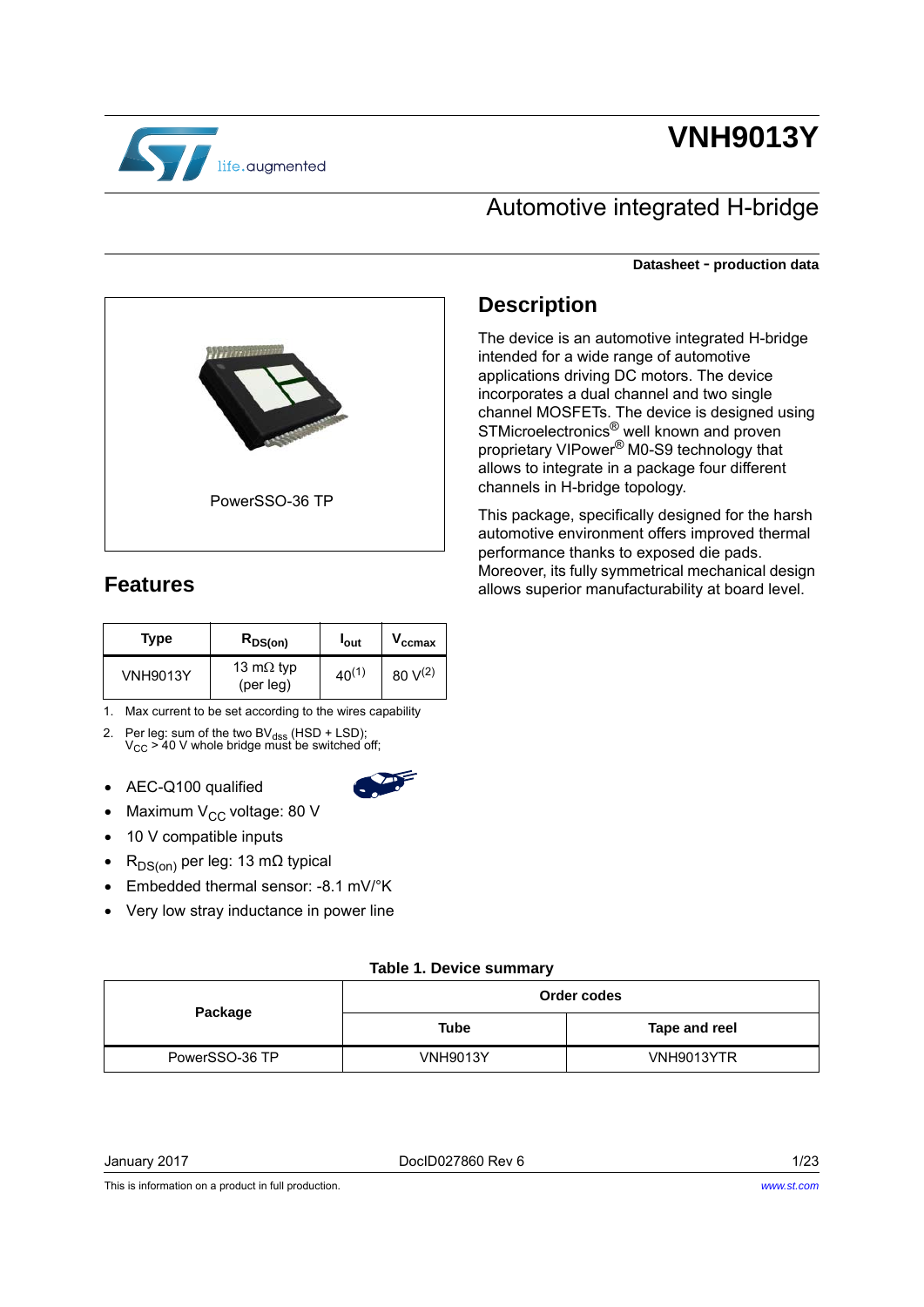# VNH9013Y

## Automotive integrated H-bridge

**Datasheet - production data**

PowerSSO-36 TP

## Features

| Type | $R_{DS(on)}$ | $I_{out}$ | $V_{ccmax}$ |
|---|---|---|---|
| VNH9013Y | 13 mΩ typ (per leg) | 40[(1)] | 80 V[(2)] |

1. Max current to be set according to the wires capability
2. Per leg: sum of the two $BV_{dss}$ (HSD + LSD); $V_{CC}$ > 40 V whole bridge must be switched off;

- AEC-Q100 qualified
- Maximum $V_{CC}$ voltage: 80 V
- 10 V compatible inputs
- $R_{DS(on)}$ per leg: 13 mΩ typical
- Embedded thermal sensor: -8.1 mV/°K
- Very low stray inductance in power line

## Description

The device is an automotive integrated H-bridge intended for a wide range of automotive applications driving DC motors. The device incorporates a dual channel and two single channel MOSFETs. The device is designed using STMicroelectronics® well known and proven proprietary VIPower® M0-S9 technology that allows to integrate in a package four different channels in H-bridge topology.

This package, specifically designed for the harsh automotive environment offers improved thermal performance thanks to exposed die pads. Moreover, its fully symmetrical mechanical design allows superior manufacturability at board level.

**Table 1. Device summary**

| Package | Order codes | |
|---|---|---|
| | Tube | Tape and reel |
| PowerSSO-36 TP | VNH9013Y | VNH9013YTR |

January 2017 DocID027860 Rev 6

This is information on a product in full production.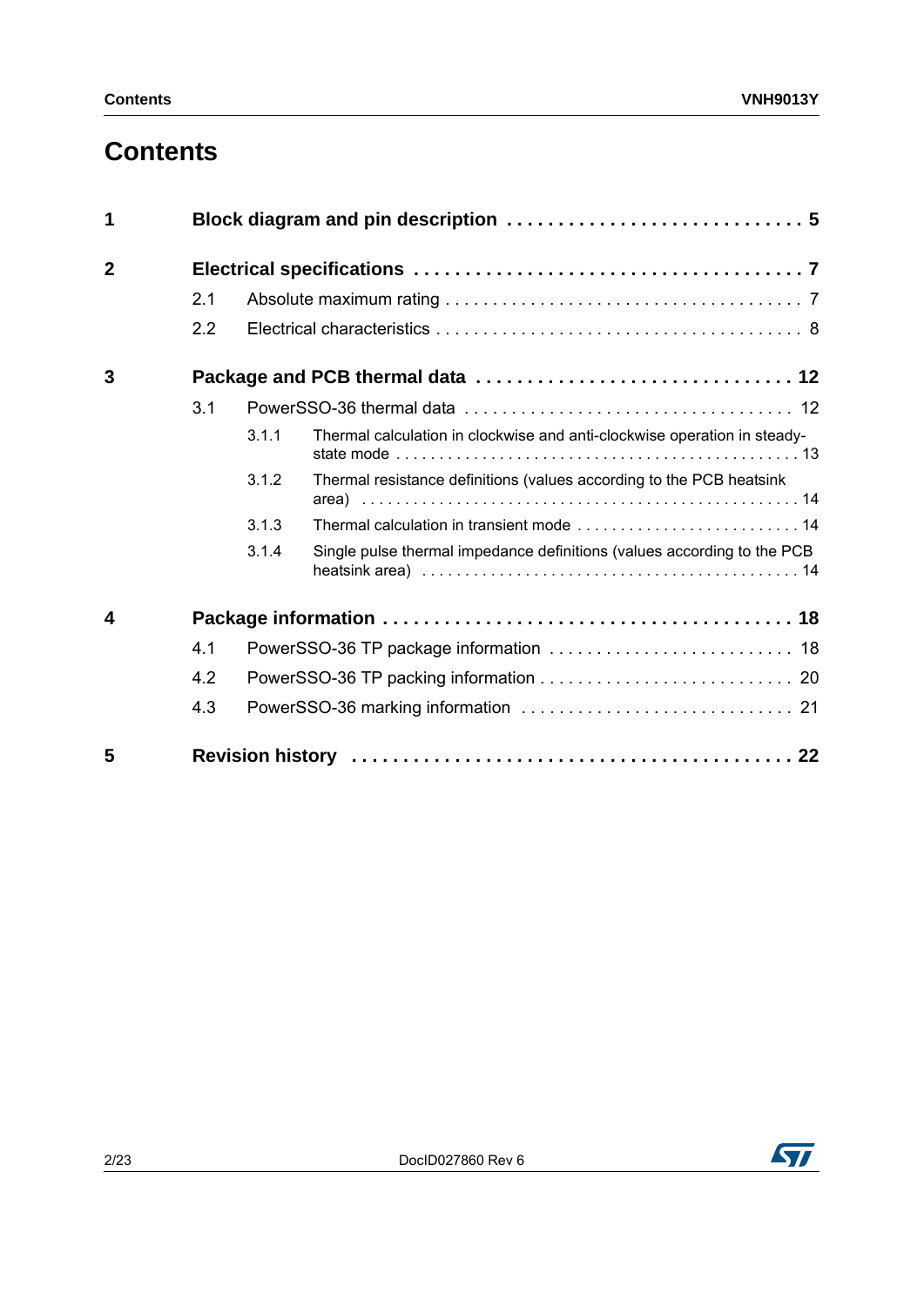# Contents

**1 Block diagram and pin description . . . . . . . . . . . . . . . . . . . . . . . . . . . . 5**

**2 Electrical specifications . . . . . . . . . . . . . . . . . . . . . . . . . . . . . . . . . . . . 7**

- 2.1 Absolute maximum rating . . . . . . . . . . . . . . . . . . . . . . . . . . . . . . . . . . . . 7
- 2.2 Electrical characteristics . . . . . . . . . . . . . . . . . . . . . . . . . . . . . . . . . . . . . 8

**3 Package and PCB thermal data . . . . . . . . . . . . . . . . . . . . . . . . . . . . . . 12**

- 3.1 PowerSSO-36 thermal data . . . . . . . . . . . . . . . . . . . . . . . . . . . . . . . . . 12
  - 3.1.1 Thermal calculation in clockwise and anti-clockwise operation in steady-state mode . . . . . . . . . . . . . . . . . . . . . . . . . . . . . . . . . . . . . . . . . . . . . . 13
  - 3.1.2 Thermal resistance definitions (values according to the PCB heatsink area) . . . . . . . . . . . . . . . . . . . . . . . . . . . . . . . . . . . . . . . . . . . . . . . . . 14
  - 3.1.3 Thermal calculation in transient mode . . . . . . . . . . . . . . . . . . . . . . . . . 14
  - 3.1.4 Single pulse thermal impedance definitions (values according to the PCB heatsink area) . . . . . . . . . . . . . . . . . . . . . . . . . . . . . . . . . . . . . . . . . . 14

**4 Package information . . . . . . . . . . . . . . . . . . . . . . . . . . . . . . . . . . . . . . 18**

- 4.1 PowerSSO-36 TP package information . . . . . . . . . . . . . . . . . . . . . . . . . 18
- 4.2 PowerSSO-36 TP packing information . . . . . . . . . . . . . . . . . . . . . . . . . . 20
- 4.3 PowerSSO-36 marking information . . . . . . . . . . . . . . . . . . . . . . . . . . . 21

**5 Revision history . . . . . . . . . . . . . . . . . . . . . . . . . . . . . . . . . . . . . . . . . 22**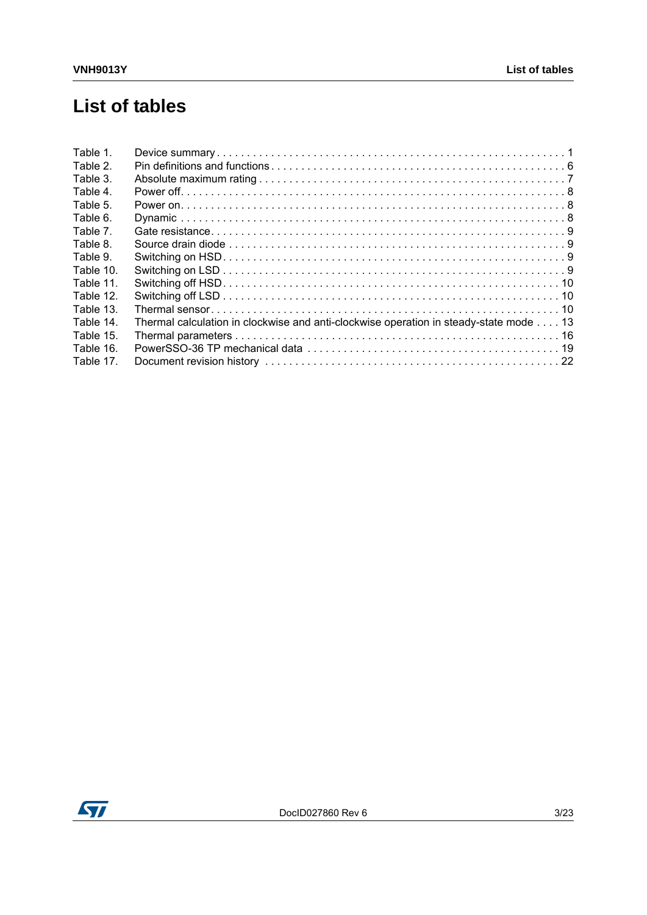# List of tables

| | | |
|---|---|---|
| Table 1. | Device summary | 1 |
| Table 2. | Pin definitions and functions | 6 |
| Table 3. | Absolute maximum rating | 7 |
| Table 4. | Power off | 8 |
| Table 5. | Power on | 8 |
| Table 6. | Dynamic | 8 |
| Table 7. | Gate resistance | 9 |
| Table 8. | Source drain diode | 9 |
| Table 9. | Switching on HSD | 9 |
| Table 10. | Switching on LSD | 9 |
| Table 11. | Switching off HSD | 10 |
| Table 12. | Switching off LSD | 10 |
| Table 13. | Thermal sensor | 10 |
| Table 14. | Thermal calculation in clockwise and anti-clockwise operation in steady-state mode | 13 |
| Table 15. | Thermal parameters | 16 |
| Table 16. | PowerSSO-36 TP mechanical data | 19 |
| Table 17. | Document revision history | 22 |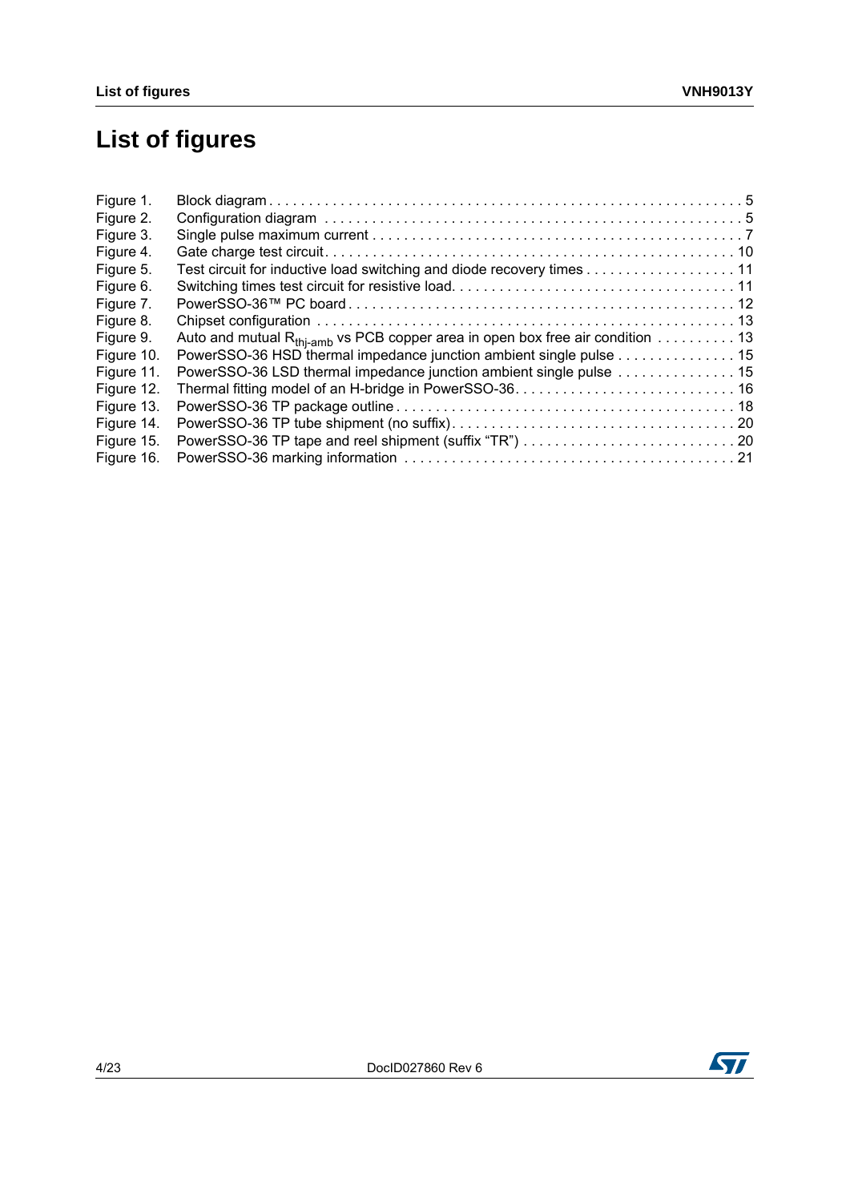# List of figures

Figure 1. Block diagram . . . . . . . . . . . . . . . . . . . . . . . . . . . . . . . . . . . . . . . . . . . . . . . . . . . . . . . . . . . 5
Figure 2. Configuration diagram . . . . . . . . . . . . . . . . . . . . . . . . . . . . . . . . . . . . . . . . . . . . . . . . . . . . 5
Figure 3. Single pulse maximum current . . . . . . . . . . . . . . . . . . . . . . . . . . . . . . . . . . . . . . . . . . . . . . 7
Figure 4. Gate charge test circuit. . . . . . . . . . . . . . . . . . . . . . . . . . . . . . . . . . . . . . . . . . . . . . . . . . . . 10
Figure 5. Test circuit for inductive load switching and diode recovery times . . . . . . . . . . . . . . . . . . . 11
Figure 6. Switching times test circuit for resistive load. . . . . . . . . . . . . . . . . . . . . . . . . . . . . . . . . . . . 11
Figure 7. PowerSSO-36™ PC board . . . . . . . . . . . . . . . . . . . . . . . . . . . . . . . . . . . . . . . . . . . . . . . . . 12
Figure 8. Chipset configuration . . . . . . . . . . . . . . . . . . . . . . . . . . . . . . . . . . . . . . . . . . . . . . . . . . . . . 13
Figure 9. Auto and mutual $R_{thj\text{-}amb}$ vs PCB copper area in open box free air condition . . . . . . . . . . 13
Figure 10. PowerSSO-36 HSD thermal impedance junction ambient single pulse . . . . . . . . . . . . . . . 15
Figure 11. PowerSSO-36 LSD thermal impedance junction ambient single pulse . . . . . . . . . . . . . . . 15
Figure 12. Thermal fitting model of an H-bridge in PowerSSO-36. . . . . . . . . . . . . . . . . . . . . . . . . . . . 16
Figure 13. PowerSSO-36 TP package outline . . . . . . . . . . . . . . . . . . . . . . . . . . . . . . . . . . . . . . . . . . . 18
Figure 14. PowerSSO-36 TP tube shipment (no suffix). . . . . . . . . . . . . . . . . . . . . . . . . . . . . . . . . . . . 20
Figure 15. PowerSSO-36 TP tape and reel shipment (suffix “TR”) . . . . . . . . . . . . . . . . . . . . . . . . . . . 20
Figure 16. PowerSSO-36 marking information . . . . . . . . . . . . . . . . . . . . . . . . . . . . . . . . . . . . . . . . . . 21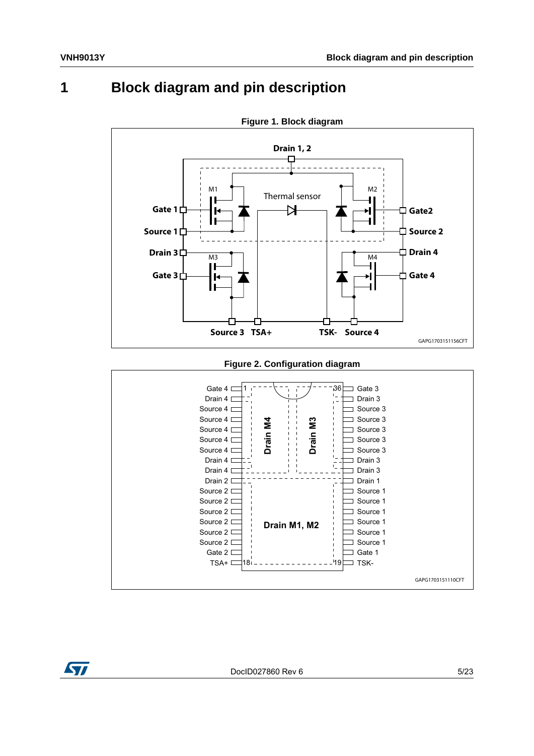# 1 Block diagram and pin description

**Figure 1. Block diagram**

**Figure 2. Configuration diagram**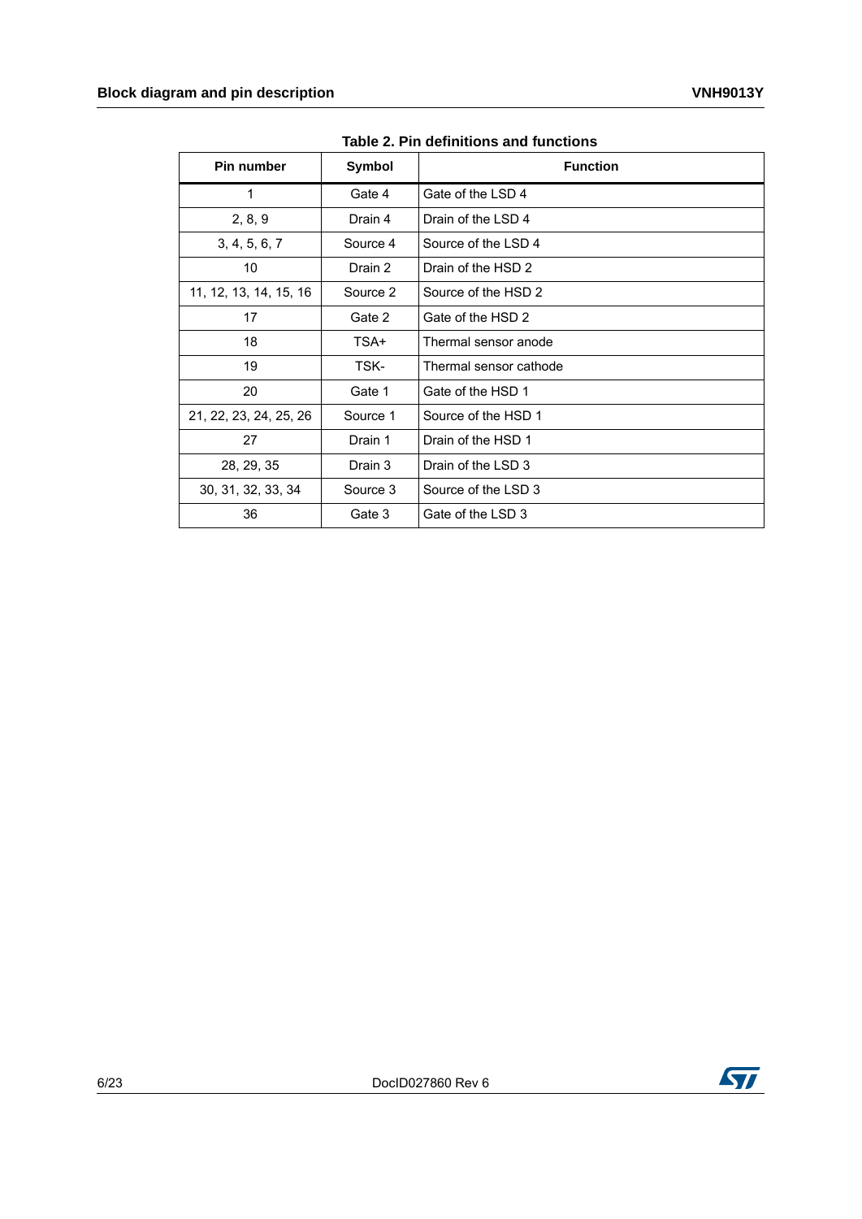Table 2. Pin definitions and functions

| Pin number | Symbol | Function |
|---|---|---|
| 1 | Gate 4 | Gate of the LSD 4 |
| 2, 8, 9 | Drain 4 | Drain of the LSD 4 |
| 3, 4, 5, 6, 7 | Source 4 | Source of the LSD 4 |
| 10 | Drain 2 | Drain of the HSD 2 |
| 11, 12, 13, 14, 15, 16 | Source 2 | Source of the HSD 2 |
| 17 | Gate 2 | Gate of the HSD 2 |
| 18 | TSA+ | Thermal sensor anode |
| 19 | TSK- | Thermal sensor cathode |
| 20 | Gate 1 | Gate of the HSD 1 |
| 21, 22, 23, 24, 25, 26 | Source 1 | Source of the HSD 1 |
| 27 | Drain 1 | Drain of the HSD 1 |
| 28, 29, 35 | Drain 3 | Drain of the LSD 3 |
| 30, 31, 32, 33, 34 | Source 3 | Source of the LSD 3 |
| 36 | Gate 3 | Gate of the LSD 3 |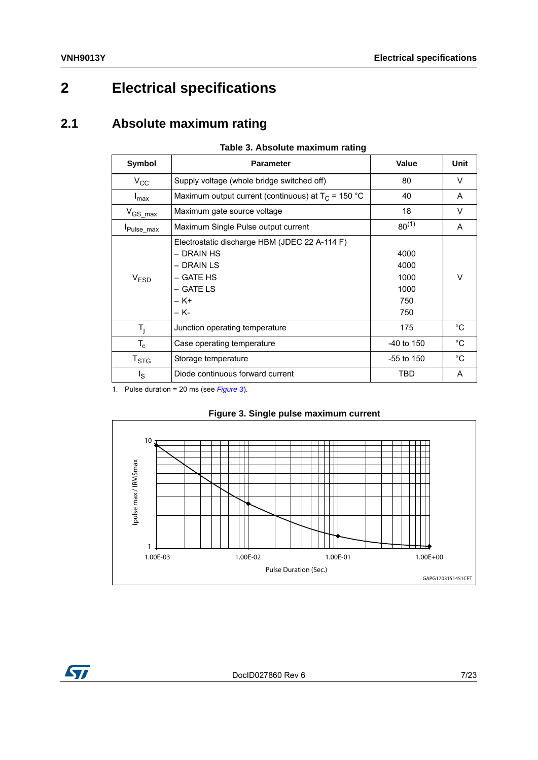# 2 Electrical specifications

## 2.1 Absolute maximum rating

**Table 3. Absolute maximum rating**

| Symbol | Parameter | Value | Unit |
|---|---|---|---|
| $V_{CC}$ | Supply voltage (whole bridge switched off) | 80 | V |
| $I_{max}$ | Maximum output current (continuous) at $T_C$ = 150 °C | 40 | A |
| $V_{GS\_max}$ | Maximum gate source voltage | 18 | V |
| $I_{Pulse\_max}$ | Maximum Single Pulse output current | 80(1) | A |
| $V_{ESD}$ | Electrostatic discharge HBM (JDEC 22 A-114 F)<br>– DRAIN HS<br>– DRAIN LS<br>– GATE HS<br>– GATE LS<br>– K+<br>– K- | <br>4000<br>4000<br>1000<br>1000<br>750<br>750 | V |
| $T_j$ | Junction operating temperature | 175 | °C |
| $T_c$ | Case operating temperature | -40 to 150 | °C |
| $T_{STG}$ | Storage temperature | -55 to 150 | °C |
| $I_S$ | Diode continuous forward current | TBD | A |

1. Pulse duration = 20 ms (see *Figure 3*).

**Figure 3. Single pulse maximum current**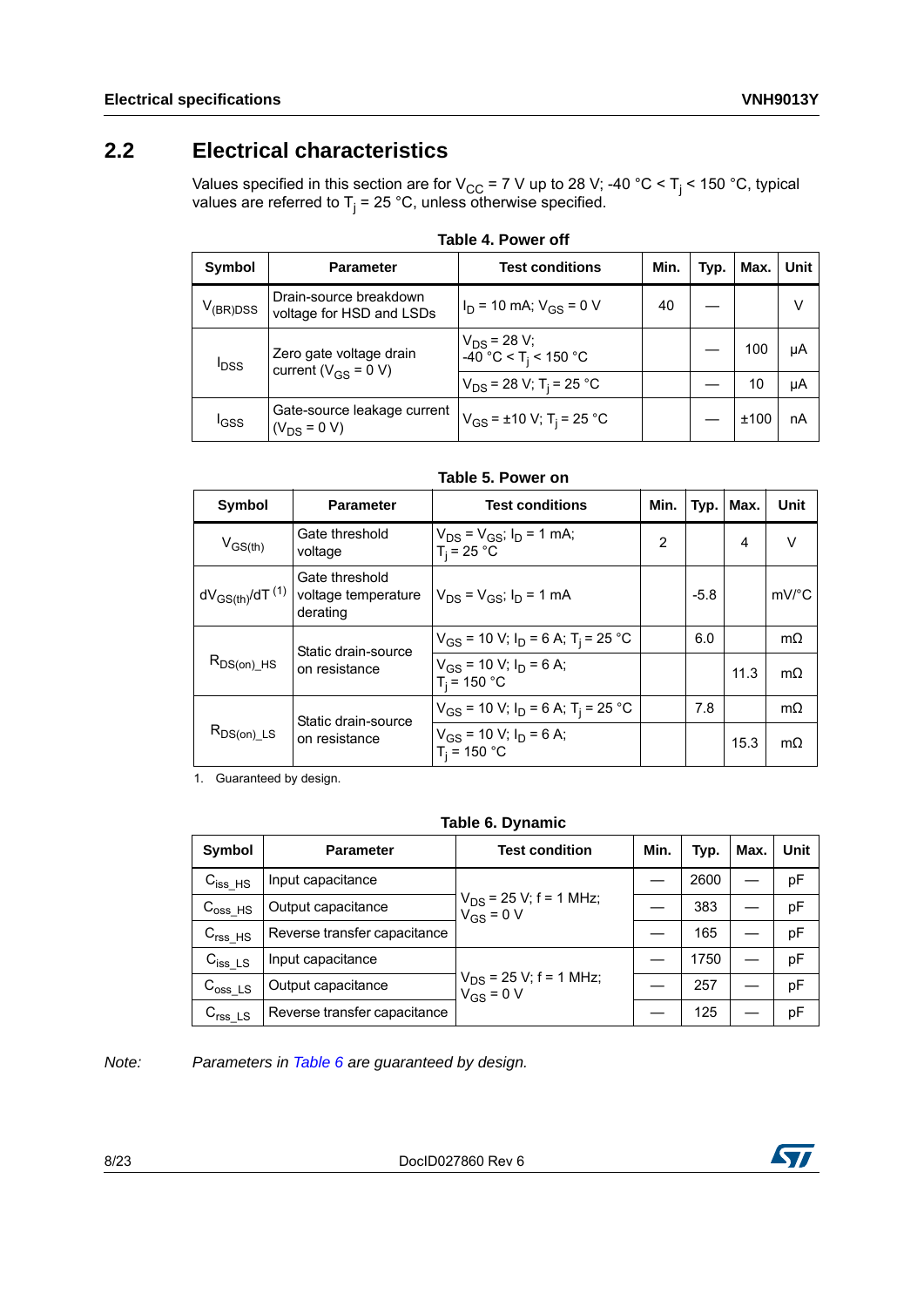## 2.2 Electrical characteristics

Values specified in this section are for $V_{CC}$ = 7 V up to 28 V; -40 °C < $T_j$ < 150 °C, typical values are referred to $T_j$ = 25 °C, unless otherwise specified.

**Table 4. Power off**

| Symbol | Parameter | Test conditions | Min. | Typ. | Max. | Unit |
|---|---|---|---|---|---|---|
| $V_{(BR)DSS}$ | Drain-source breakdown voltage for HSD and LSDs | $I_D$ = 10 mA; $V_{GS}$ = 0 V | 40 | — | | V |
| $I_{DSS}$ | Zero gate voltage drain current ($V_{GS}$ = 0 V) | $V_{DS}$ = 28 V; -40 °C < $T_j$ < 150 °C | | — | 100 | µA |
| | | $V_{DS}$ = 28 V; $T_j$ = 25 °C | | — | 10 | µA |
| $I_{GSS}$ | Gate-source leakage current ($V_{DS}$ = 0 V) | $V_{GS}$ = ±10 V; $T_j$ = 25 °C | | — | ±100 | nA |

**Table 5. Power on**

| Symbol | Parameter | Test conditions | Min. | Typ. | Max. | Unit |
|---|---|---|---|---|---|---|
| $V_{GS(th)}$ | Gate threshold voltage | $V_{DS}$ = $V_{GS}$; $I_D$ = 1 mA; $T_j$ = 25 °C | 2 | | 4 | V |
| $dV_{GS(th)}/dT$ (1) | Gate threshold voltage temperature derating | $V_{DS}$ = $V_{GS}$; $I_D$ = 1 mA | | -5.8 | | mV/°C |
| $R_{DS(on)\_HS}$ | Static drain-source on resistance | $V_{GS}$ = 10 V; $I_D$ = 6 A; $T_j$ = 25 °C | | 6.0 | | mΩ |
| | | $V_{GS}$ = 10 V; $I_D$ = 6 A; $T_j$ = 150 °C | | | 11.3 | mΩ |
| $R_{DS(on)\_LS}$ | Static drain-source on resistance | $V_{GS}$ = 10 V; $I_D$ = 6 A; $T_j$ = 25 °C | | 7.8 | | mΩ |
| | | $V_{GS}$ = 10 V; $I_D$ = 6 A; $T_j$ = 150 °C | | | 15.3 | mΩ |

1. Guaranteed by design.

**Table 6. Dynamic**

| Symbol | Parameter | Test condition | Min. | Typ. | Max. | Unit |
|---|---|---|---|---|---|---|
| $C_{iss\_HS}$ | Input capacitance | $V_{DS}$ = 25 V; f = 1 MHz; $V_{GS}$ = 0 V | — | 2600 | — | pF |
| $C_{oss\_HS}$ | Output capacitance | | — | 383 | — | pF |
| $C_{rss\_HS}$ | Reverse transfer capacitance | | — | 165 | — | pF |
| $C_{iss\_LS}$ | Input capacitance | $V_{DS}$ = 25 V; f = 1 MHz; $V_{GS}$ = 0 V | — | 1750 | — | pF |
| $C_{oss\_LS}$ | Output capacitance | | — | 257 | — | pF |
| $C_{rss\_LS}$ | Reverse transfer capacitance | | — | 125 | — | pF |

*Note: Parameters in Table 6 are guaranteed by design.*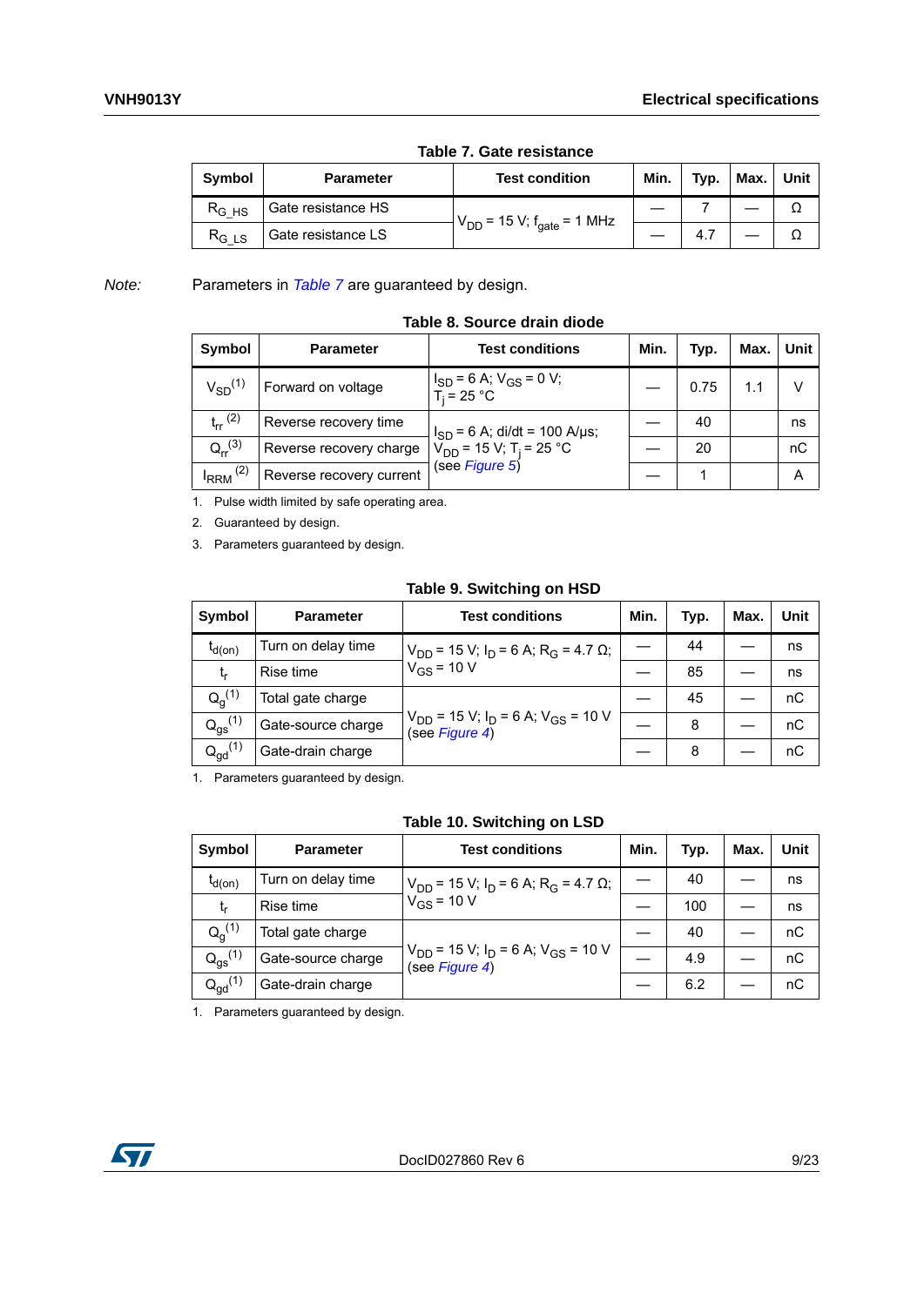**Table 7. Gate resistance**

| Symbol | Parameter | Test condition | Min. | Typ. | Max. | Unit |
|---|---|---|---|---|---|---|
| $R_{G\_HS}$ | Gate resistance HS | $V_{DD}$ = 15 V; $f_{gate}$ = 1 MHz | — | 7 | — | Ω |
| $R_{G\_LS}$ | Gate resistance LS | | — | 4.7 | — | Ω |

*Note:* Parameters in *Table 7* are guaranteed by design.

**Table 8. Source drain diode**

| Symbol | Parameter | Test conditions | Min. | Typ. | Max. | Unit |
|---|---|---|---|---|---|---|
| $V_{SD}$ [1] | Forward on voltage | $I_{SD}$ = 6 A; $V_{GS}$ = 0 V; $T_j$ = 25 °C | — | 0.75 | 1.1 | V |
| $t_{rr}$ [2] | Reverse recovery time | $I_{SD}$ = 6 A; di/dt = 100 A/µs; $V_{DD}$ = 15 V; $T_j$ = 25 °C (see *Figure 5*) | — | 40 | | ns |
| $Q_{rr}$ [3] | Reverse recovery charge | | — | 20 | | nC |
| $I_{RRM}$ [2] | Reverse recovery current | | — | 1 | | A |

1. Pulse width limited by safe operating area.
2. Guaranteed by design.
3. Parameters guaranteed by design.

**Table 9. Switching on HSD**

| Symbol | Parameter | Test conditions | Min. | Typ. | Max. | Unit |
|---|---|---|---|---|---|---|
| $t_{d(on)}$ | Turn on delay time | $V_{DD}$ = 15 V; $I_D$ = 6 A; $R_G$ = 4.7 Ω; $V_{GS}$ = 10 V | — | 44 | — | ns |
| $t_r$ | Rise time | | — | 85 | — | ns |
| $Q_g$ [1] | Total gate charge | $V_{DD}$ = 15 V; $I_D$ = 6 A; $V_{GS}$ = 10 V (see *Figure 4*) | — | 45 | — | nC |
| $Q_{gs}$ [1] | Gate-source charge | | — | 8 | — | nC |
| $Q_{gd}$ [1] | Gate-drain charge | | — | 8 | — | nC |

1. Parameters guaranteed by design.

**Table 10. Switching on LSD**

| Symbol | Parameter | Test conditions | Min. | Typ. | Max. | Unit |
|---|---|---|---|---|---|---|
| $t_{d(on)}$ | Turn on delay time | $V_{DD}$ = 15 V; $I_D$ = 6 A; $R_G$ = 4.7 Ω; $V_{GS}$ = 10 V | — | 40 | — | ns |
| $t_r$ | Rise time | | — | 100 | — | ns |
| $Q_g$ [1] | Total gate charge | $V_{DD}$ = 15 V; $I_D$ = 6 A; $V_{GS}$ = 10 V (see *Figure 4*) | — | 40 | — | nC |
| $Q_{gs}$ [1] | Gate-source charge | | — | 4.9 | — | nC |
| $Q_{gd}$ [1] | Gate-drain charge | | — | 6.2 | — | nC |

1. Parameters guaranteed by design.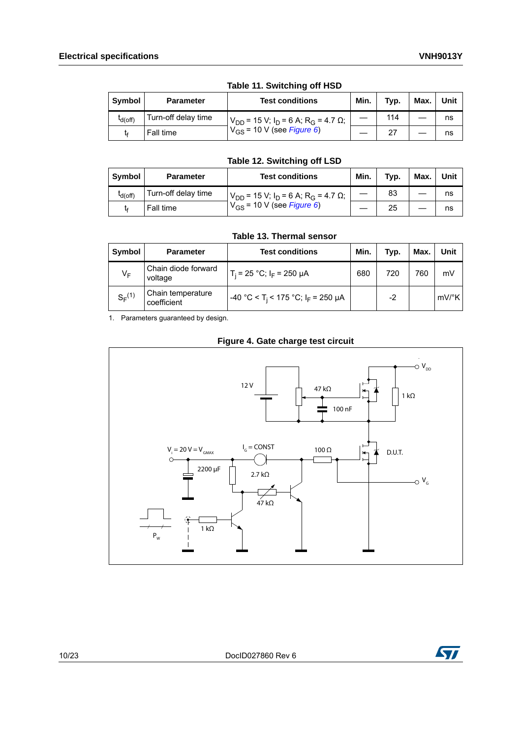**Table 11. Switching off HSD**

| Symbol | Parameter | Test conditions | Min. | Typ. | Max. | Unit |
|---|---|---|---|---|---|---|
| $t_{d(off)}$ | Turn-off delay time | $V_{DD}$ = 15 V; $I_D$ = 6 A; $R_G$ = 4.7 Ω; $V_{GS}$ = 10 V (see *Figure 6*) | — | 114 | — | ns |
| $t_f$ | Fall time | | — | 27 | — | ns |

**Table 12. Switching off LSD**

| Symbol | Parameter | Test conditions | Min. | Typ. | Max. | Unit |
|---|---|---|---|---|---|---|
| $t_{d(off)}$ | Turn-off delay time | $V_{DD}$ = 15 V; $I_D$ = 6 A; $R_G$ = 4.7 Ω; $V_{GS}$ = 10 V (see *Figure 6*) | — | 83 | — | ns |
| $t_f$ | Fall time | | — | 25 | — | ns |

**Table 13. Thermal sensor**

| Symbol | Parameter | Test conditions | Min. | Typ. | Max. | Unit |
|---|---|---|---|---|---|---|
| $V_F$ | Chain diode forward voltage | $T_j$ = 25 °C; $I_F$ = 250 µA | 680 | 720 | 760 | mV |
| $S_F$[1] | Chain temperature coefficient | -40 °C < $T_j$ < 175 °C; $I_F$ = 250 µA | | -2 | | mV/°K |

1. Parameters guaranteed by design.

**Figure 4. Gate charge test circuit**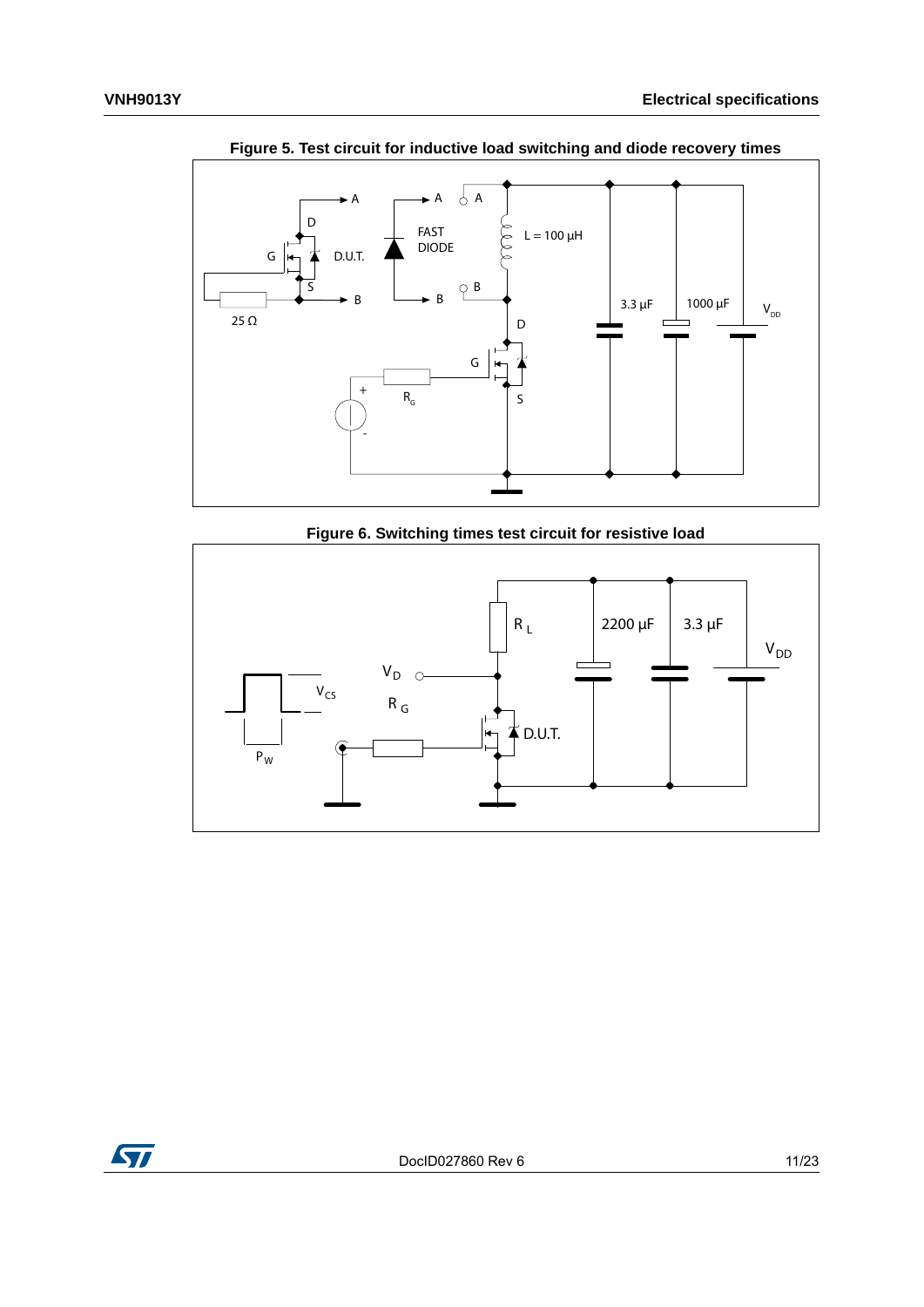**Figure 5. Test circuit for inductive load switching and diode recovery times**

**Figure 6. Switching times test circuit for resistive load**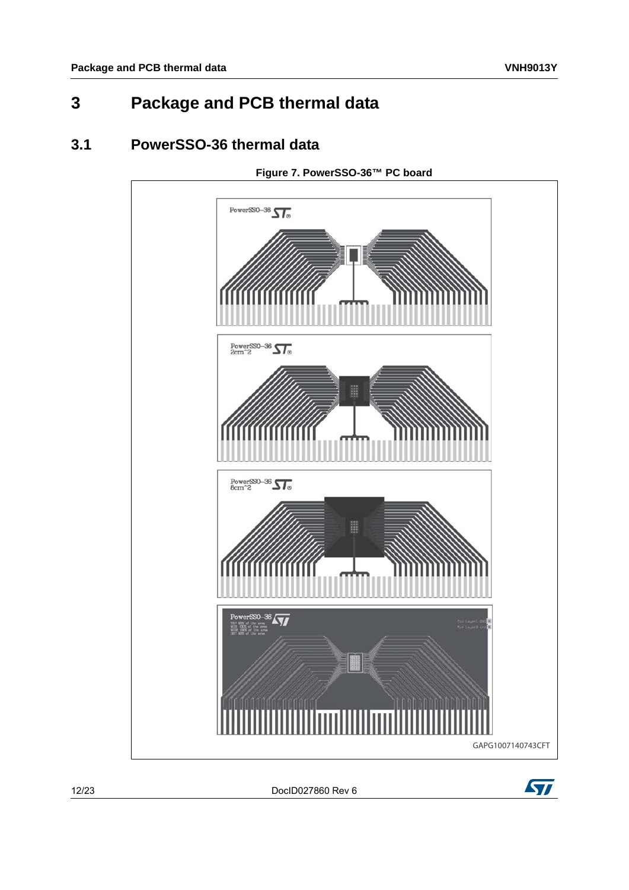# 3 Package and PCB thermal data

## 3.1 PowerSSO-36 thermal data

**Figure 7. PowerSSO-36™ PC board**

GAPG1007140743CFT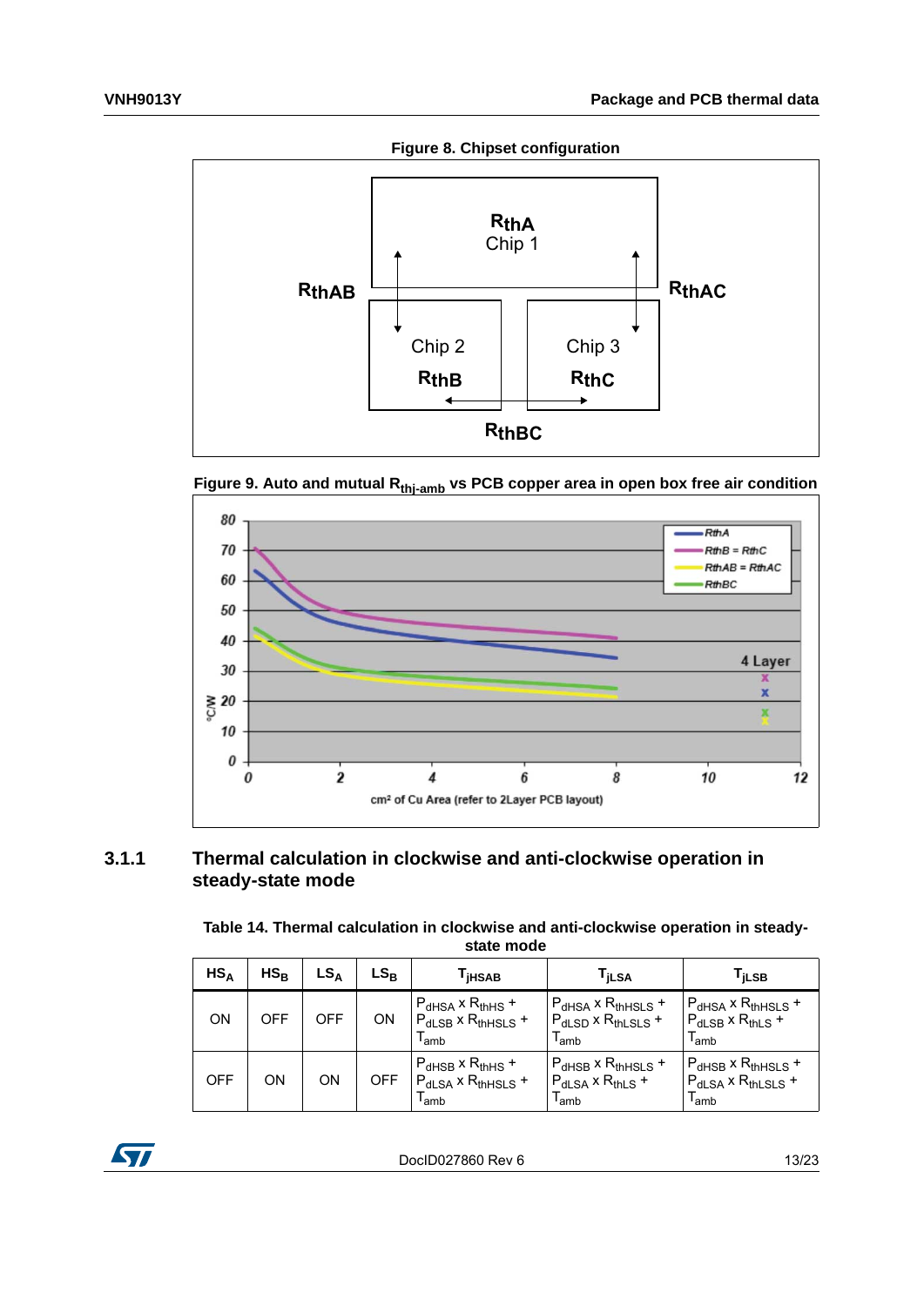**Figure 8. Chipset configuration**

**Figure 9. Auto and mutual $R_{thj\text{-}amb}$ vs PCB copper area in open box free air condition**

### 3.1.1 Thermal calculation in clockwise and anti-clockwise operation in steady-state mode

**Table 14. Thermal calculation in clockwise and anti-clockwise operation in steady-state mode**

| $HS_A$ | $HS_B$ | $LS_A$ | $LS_B$ | $T_{jHSAB}$ | $T_{jLSA}$ | $T_{jLSB}$ |
|---|---|---|---|---|---|---|
| ON | OFF | OFF | ON | $P_{dHSA} \times R_{thHS} + P_{dLSB} \times R_{thHSLS} + T_{amb}$ | $P_{dHSA} \times R_{thHSLS} + P_{dLSD} \times R_{thLSLS} + T_{amb}$ | $P_{dHSA} \times R_{thHSLS} + P_{dLSB} \times R_{thLS} + T_{amb}$ |
| OFF | ON | ON | OFF | $P_{dHSB} \times R_{thHS} + P_{dLSA} \times R_{thHSLS} + T_{amb}$ | $P_{dHSB} \times R_{thHSLS} + P_{dLSA} \times R_{thLS} + T_{amb}$ | $P_{dHSB} \times R_{thHSLS} + P_{dLSA} \times R_{thLSLS} + T_{amb}$ |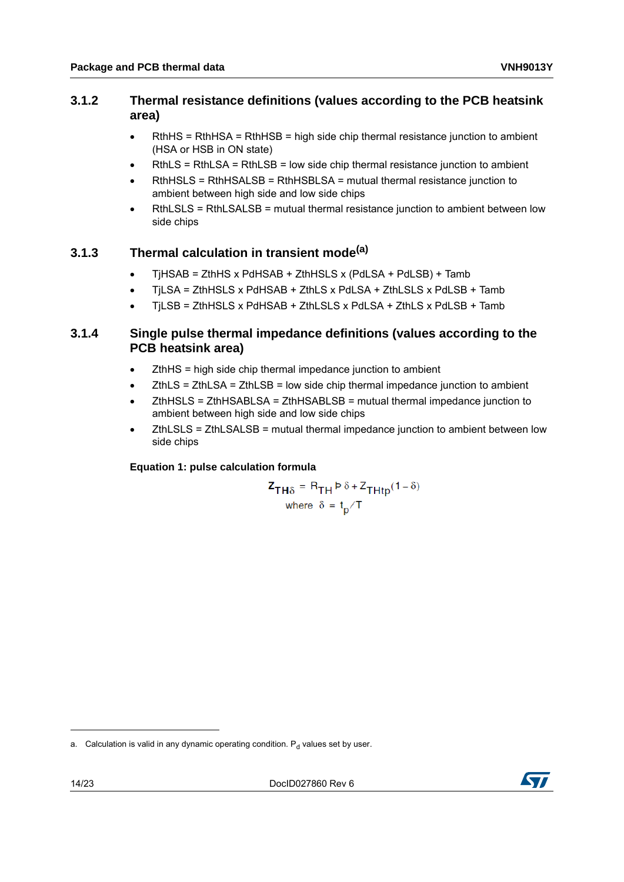### 3.1.2 Thermal resistance definitions (values according to the PCB heatsink area)

- RthHS = RthHSA = RthHSB = high side chip thermal resistance junction to ambient (HSA or HSB in ON state)
- RthLS = RthLSA = RthLSB = low side chip thermal resistance junction to ambient
- RthHSLS = RthHSALSB = RthHSBLSA = mutual thermal resistance junction to ambient between high side and low side chips
- RthLSLS = RthLSALSB = mutual thermal resistance junction to ambient between low side chips

### 3.1.3 Thermal calculation in transient mode[a]

- TjHSAB = ZthHS x PdHSAB + ZthHSLS x (PdLSA + PdLSB) + Tamb
- TjLSA = ZthHSLS x PdHSAB + ZthLS x PdLSA + ZthLSLS x PdLSB + Tamb
- TjLSB = ZthHSLS x PdHSAB + ZthLSLS x PdLSA + ZthLS x PdLSB + Tamb

### 3.1.4 Single pulse thermal impedance definitions (values according to the PCB heatsink area)

- ZthHS = high side chip thermal impedance junction to ambient
- ZthLS = ZthLSA = ZthLSB = low side chip thermal impedance junction to ambient
- ZthHSLS = ZthHSABLSA = ZthHSABLSB = mutual thermal impedance junction to ambient between high side and low side chips
- ZthLSLS = ZthLSALSB = mutual thermal impedance junction to ambient between low side chips

**Equation 1: pulse calculation formula**

$$Z_{TH\delta} = R_{TH} \cdot \delta + Z_{THtp}(1 - \delta)$$

$$\text{where } \delta = t_p / T$$

a. Calculation is valid in any dynamic operating condition. $P_d$ values set by user.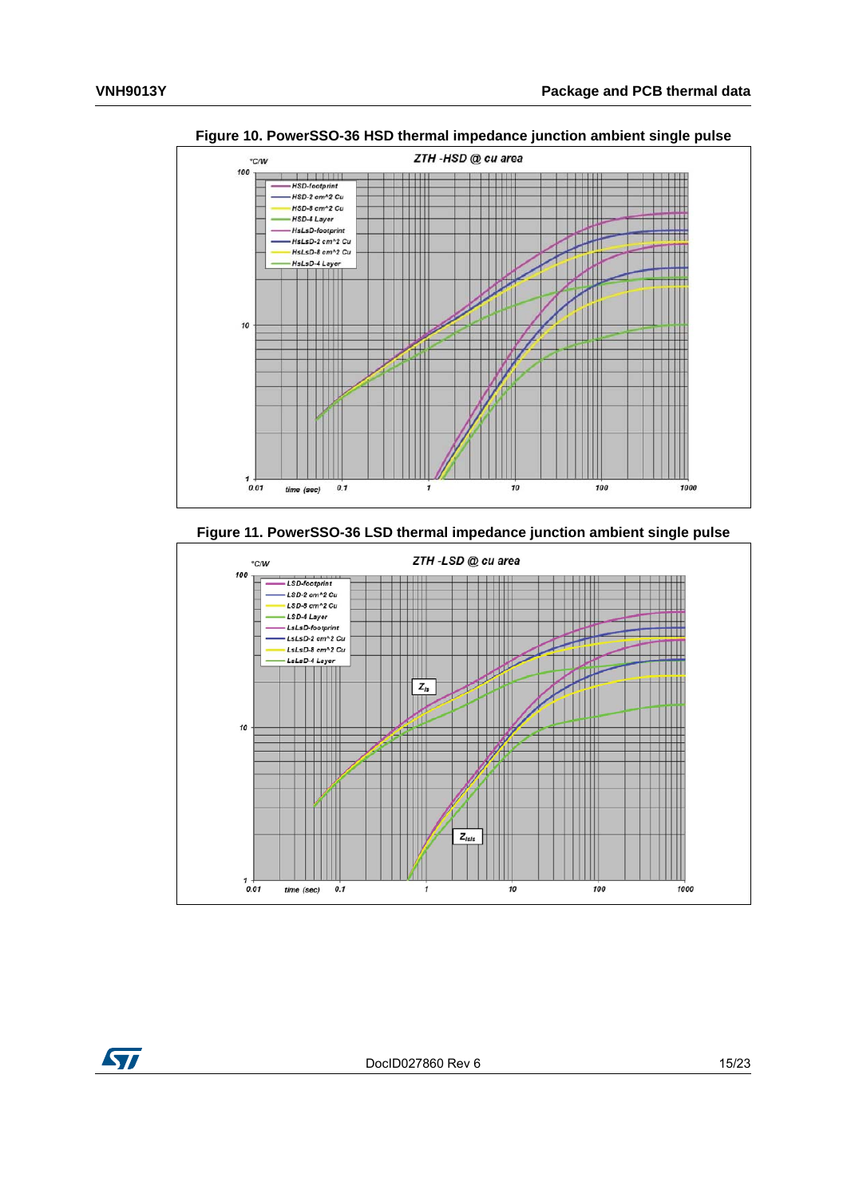**Figure 10. PowerSSO-36 HSD thermal impedance junction ambient single pulse**

**Figure 11. PowerSSO-36 LSD thermal impedance junction ambient single pulse**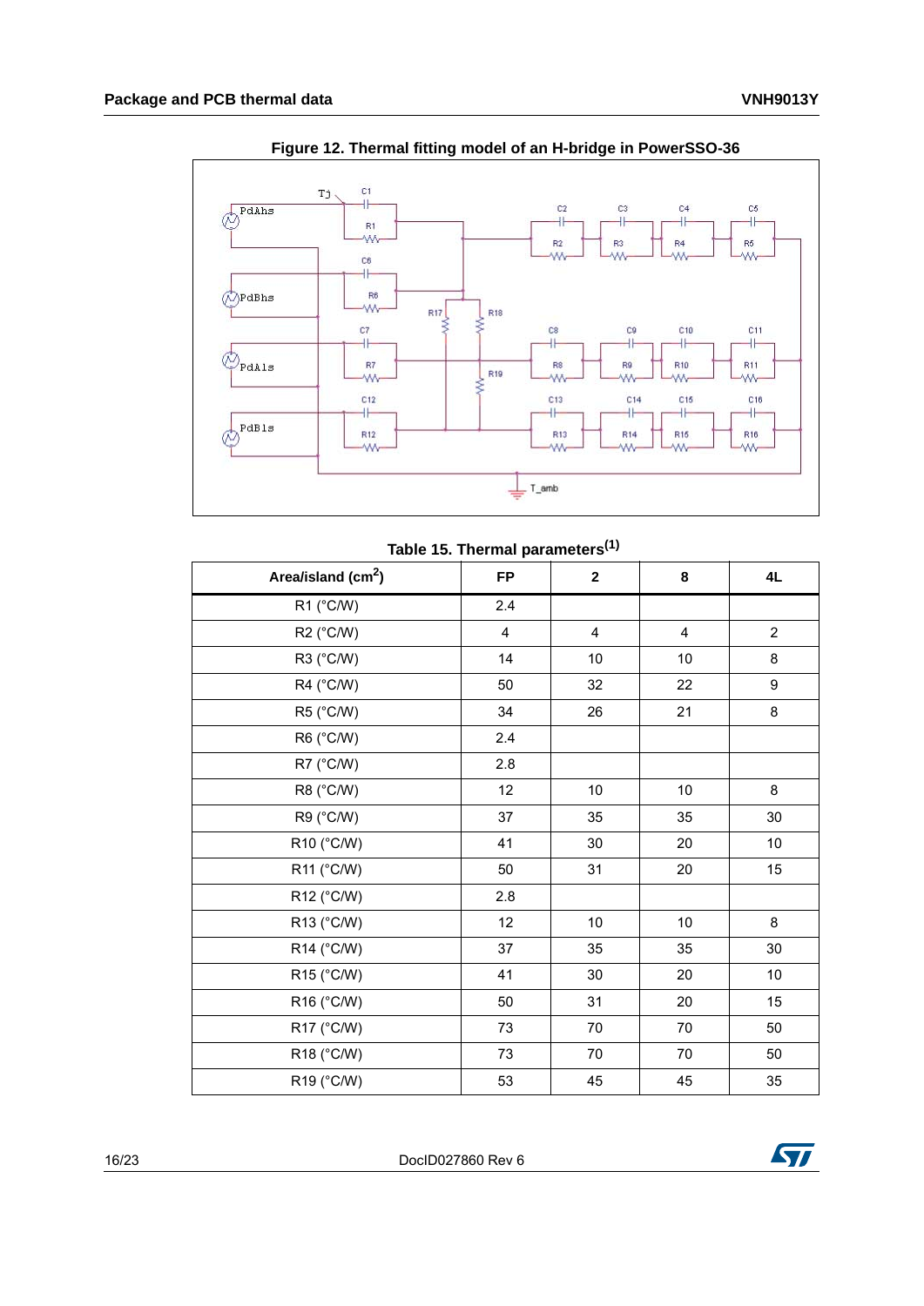Figure 12. Thermal fitting model of an H-bridge in PowerSSO-36

Table 15. Thermal parameters[(1)]

| Area/island ($cm^2$) | FP | 2 | 8 | 4L |
|---|---|---|---|---|
| R1 (°C/W) | 2.4 | | | |
| R2 (°C/W) | 4 | 4 | 4 | 2 |
| R3 (°C/W) | 14 | 10 | 10 | 8 |
| R4 (°C/W) | 50 | 32 | 22 | 9 |
| R5 (°C/W) | 34 | 26 | 21 | 8 |
| R6 (°C/W) | 2.4 | | | |
| R7 (°C/W) | 2.8 | | | |
| R8 (°C/W) | 12 | 10 | 10 | 8 |
| R9 (°C/W) | 37 | 35 | 35 | 30 |
| R10 (°C/W) | 41 | 30 | 20 | 10 |
| R11 (°C/W) | 50 | 31 | 20 | 15 |
| R12 (°C/W) | 2.8 | | | |
| R13 (°C/W) | 12 | 10 | 10 | 8 |
| R14 (°C/W) | 37 | 35 | 35 | 30 |
| R15 (°C/W) | 41 | 30 | 20 | 10 |
| R16 (°C/W) | 50 | 31 | 20 | 15 |
| R17 (°C/W) | 73 | 70 | 70 | 50 |
| R18 (°C/W) | 73 | 70 | 70 | 50 |
| R19 (°C/W) | 53 | 45 | 45 | 35 |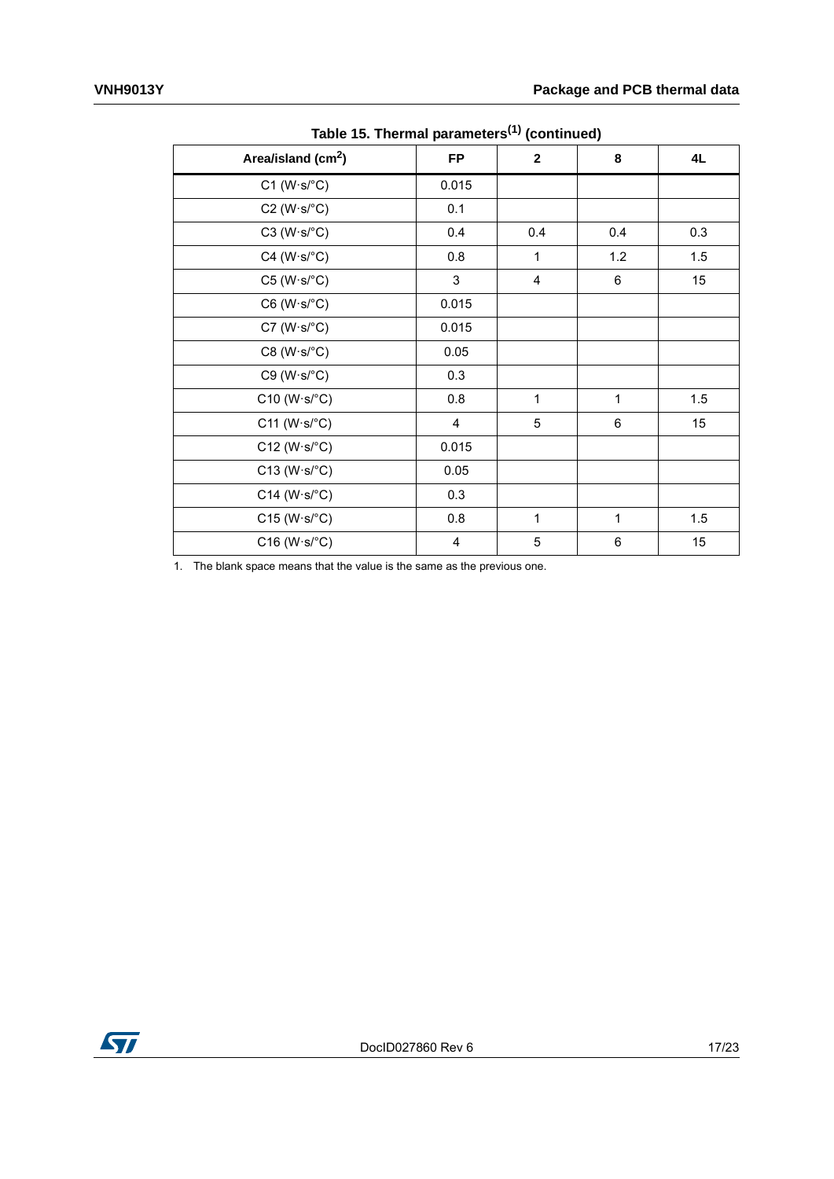Table 15. Thermal parameters[1] (continued)

| Area/island ($cm^2$) | FP | 2 | 8 | 4L |
|---|---|---|---|---|
| C1 (W·s/°C) | 0.015 | | | |
| C2 (W·s/°C) | 0.1 | | | |
| C3 (W·s/°C) | 0.4 | 0.4 | 0.4 | 0.3 |
| C4 (W·s/°C) | 0.8 | 1 | 1.2 | 1.5 |
| C5 (W·s/°C) | 3 | 4 | 6 | 15 |
| C6 (W·s/°C) | 0.015 | | | |
| C7 (W·s/°C) | 0.015 | | | |
| C8 (W·s/°C) | 0.05 | | | |
| C9 (W·s/°C) | 0.3 | | | |
| C10 (W·s/°C) | 0.8 | 1 | 1 | 1.5 |
| C11 (W·s/°C) | 4 | 5 | 6 | 15 |
| C12 (W·s/°C) | 0.015 | | | |
| C13 (W·s/°C) | 0.05 | | | |
| C14 (W·s/°C) | 0.3 | | | |
| C15 (W·s/°C) | 0.8 | 1 | 1 | 1.5 |
| C16 (W·s/°C) | 4 | 5 | 6 | 15 |

1. The blank space means that the value is the same as the previous one.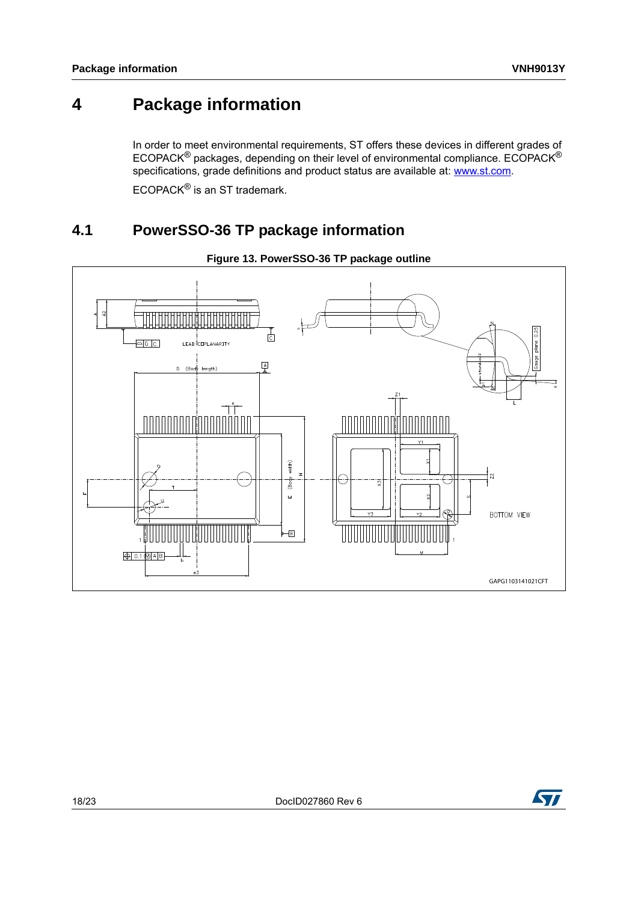# 4 Package information

In order to meet environmental requirements, ST offers these devices in different grades of ECOPACK® packages, depending on their level of environmental compliance. ECOPACK® specifications, grade definitions and product status are available at: www.st.com.

ECOPACK® is an ST trademark.

## 4.1 PowerSSO-36 TP package information

**Figure 13. PowerSSO-36 TP package outline**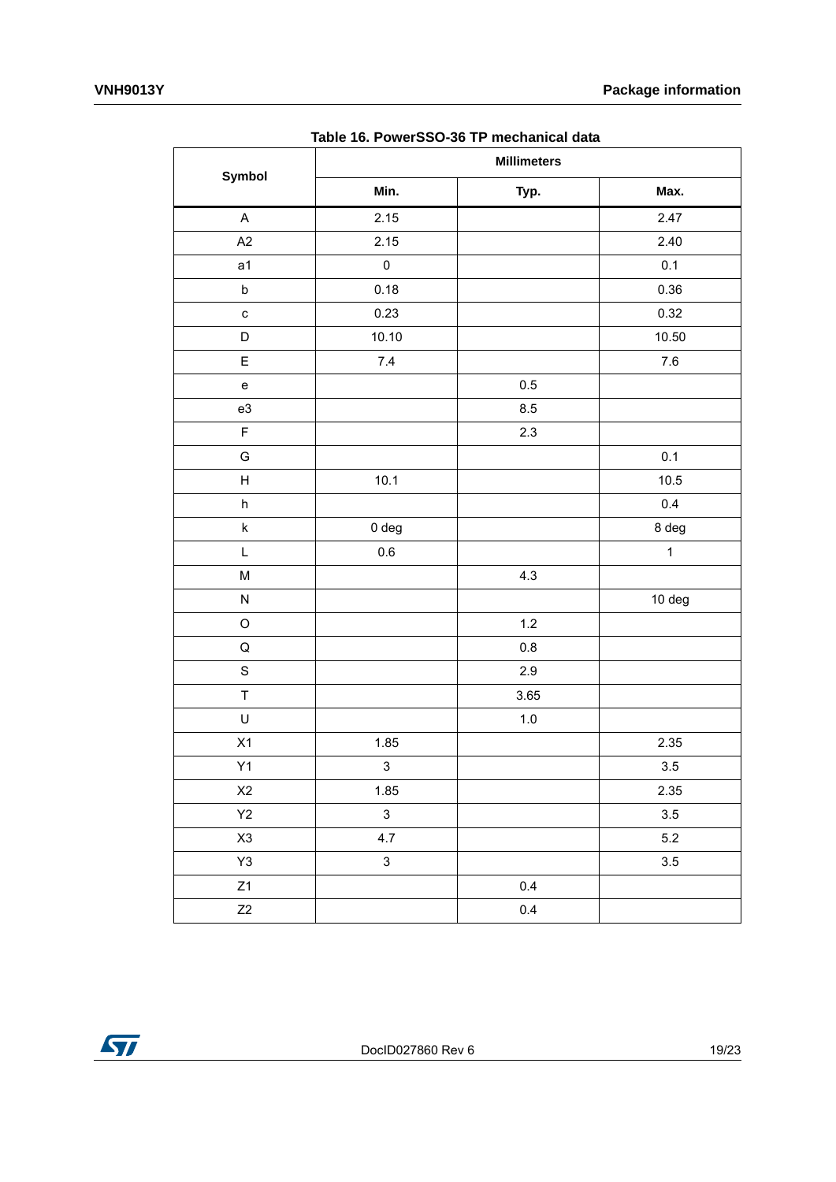**Table 16. PowerSSO-36 TP mechanical data**

| Symbol | Millimeters | | |
|---|---|---|---|
| | Min. | Typ. | Max. |
| A | 2.15 | | 2.47 |
| A2 | 2.15 | | 2.40 |
| a1 | 0 | | 0.1 |
| b | 0.18 | | 0.36 |
| c | 0.23 | | 0.32 |
| D | 10.10 | | 10.50 |
| E | 7.4 | | 7.6 |
| e | | 0.5 | |
| e3 | | 8.5 | |
| F | | 2.3 | |
| G | | | 0.1 |
| H | 10.1 | | 10.5 |
| h | | | 0.4 |
| k | 0 deg | | 8 deg |
| L | 0.6 | | 1 |
| M | | 4.3 | |
| N | | | 10 deg |
| O | | 1.2 | |
| Q | | 0.8 | |
| S | | 2.9 | |
| T | | 3.65 | |
| U | | 1.0 | |
| X1 | 1.85 | | 2.35 |
| Y1 | 3 | | 3.5 |
| X2 | 1.85 | | 2.35 |
| Y2 | 3 | | 3.5 |
| X3 | 4.7 | | 5.2 |
| Y3 | 3 | | 3.5 |
| Z1 | | 0.4 | |
| Z2 | | 0.4 | |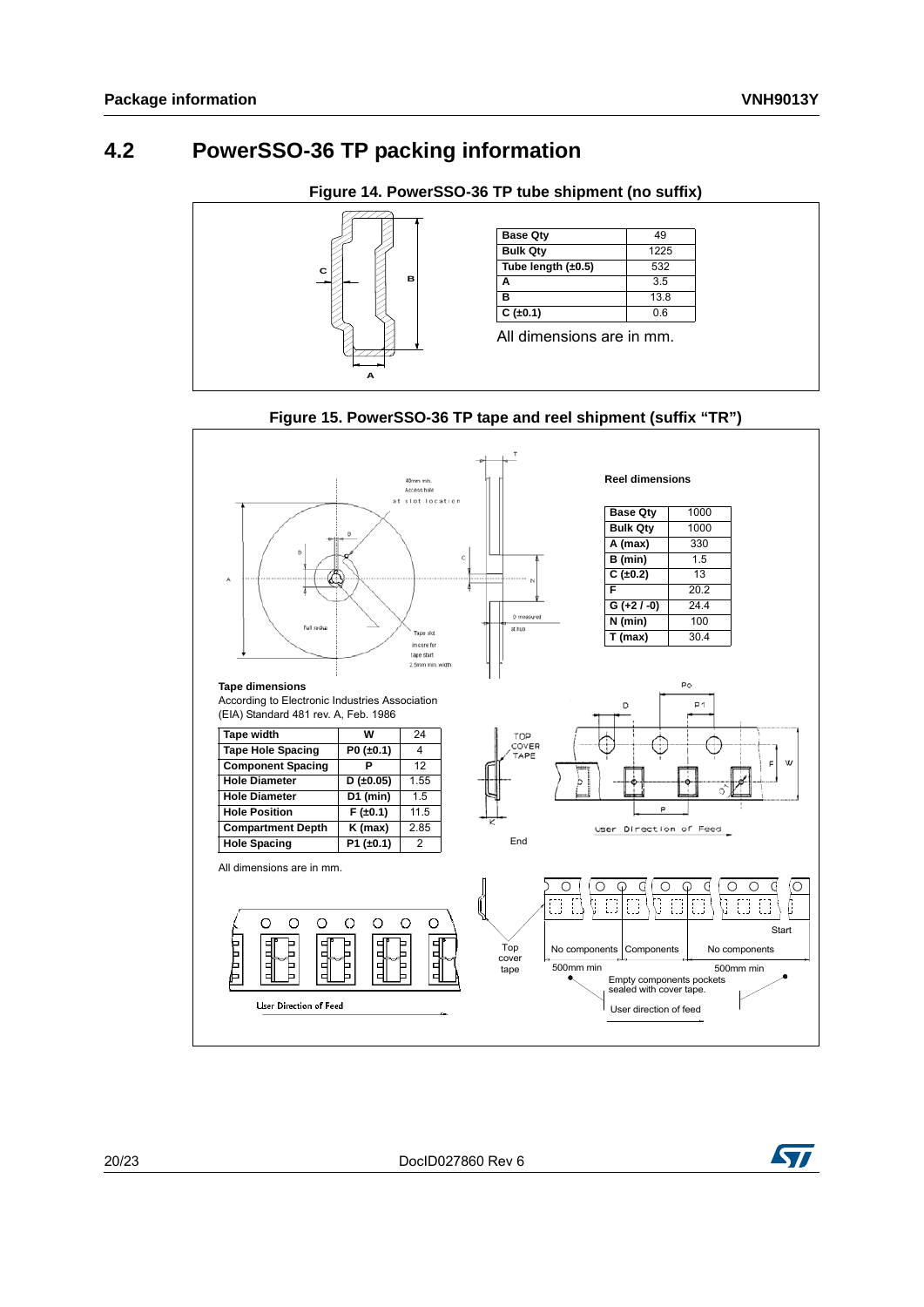## 4.2 PowerSSO-36 TP packing information

**Figure 14. PowerSSO-36 TP tube shipment (no suffix)**

| Base Qty | 49 |
|---|---|
| Bulk Qty | 1225 |
| Tube length (±0.5) | 532 |
| A | 3.5 |
| B | 13.8 |
| C (±0.1) | 0.6 |

All dimensions are in mm.

**Figure 15. PowerSSO-36 TP tape and reel shipment (suffix “TR”)**

**Reel dimensions**

| Base Qty | 1000 |
|---|---|
| Bulk Qty | 1000 |
| A (max) | 330 |
| B (min) | 1.5 |
| C (±0.2) | 13 |
| F | 20.2 |
| G (+2 / -0) | 24.4 |
| N (min) | 100 |
| T (max) | 30.4 |

**Tape dimensions**

According to Electronic Industries Association (EIA) Standard 481 rev. A, Feb. 1986

| Tape width | W | 24 |
|---|---|---|
| Tape Hole Spacing | P0 (±0.1) | 4 |
| Component Spacing | P | 12 |
| Hole Diameter | D (±0.05) | 1.55 |
| Hole Diameter | D1 (min) | 1.5 |
| Hole Position | F (±0.1) | 11.5 |
| Compartment Depth | K (max) | 2.85 |
| Hole Spacing | P1 (±0.1) | 2 |

All dimensions are in mm.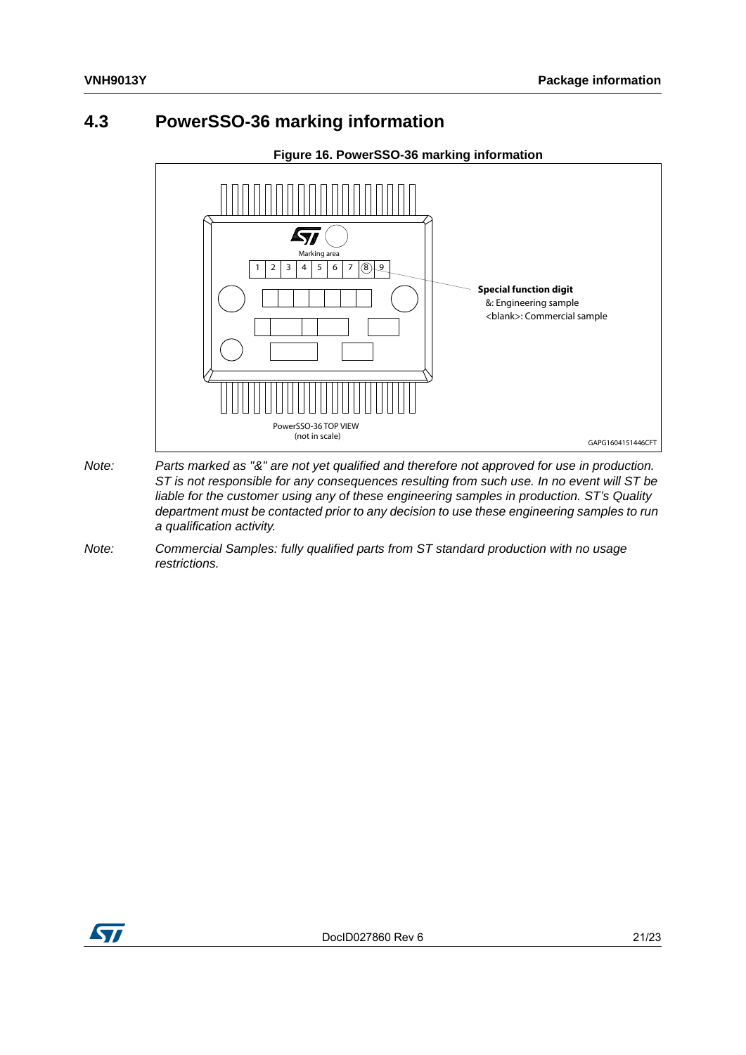## 4.3 PowerSSO-36 marking information

**Figure 16. PowerSSO-36 marking information**

Marking area

1 2 3 4 5 6 7 (8) 9

**Special function digit**
&: Engineering sample
<blank>: Commercial sample

PowerSSO-36 TOP VIEW
(not in scale)

GAPG1604151446CFT

*Note: Parts marked as "&" are not yet qualified and therefore not approved for use in production. ST is not responsible for any consequences resulting from such use. In no event will ST be liable for the customer using any of these engineering samples in production. ST's Quality department must be contacted prior to any decision to use these engineering samples to run a qualification activity.*

*Note: Commercial Samples: fully qualified parts from ST standard production with no usage restrictions.*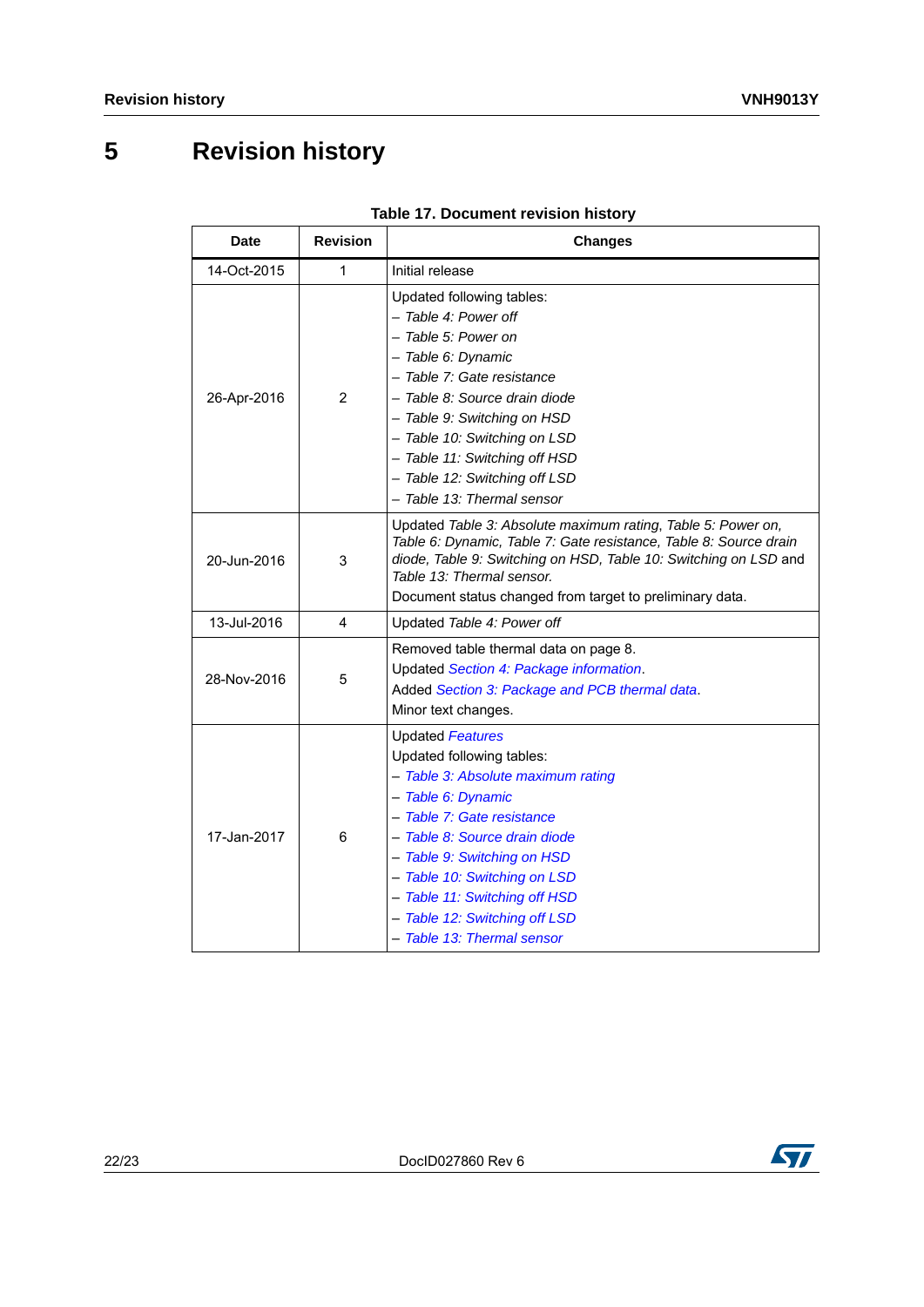# 5 Revision history

**Table 17. Document revision history**

| Date | Revision | Changes |
|---|---|---|
| 14-Oct-2015 | 1 | Initial release |
| 26-Apr-2016 | 2 | Updated following tables:<br>– *Table 4: Power off*<br>– *Table 5: Power on*<br>– *Table 6: Dynamic*<br>– *Table 7: Gate resistance*<br>– *Table 8: Source drain diode*<br>– *Table 9: Switching on HSD*<br>– *Table 10: Switching on LSD*<br>– *Table 11: Switching off HSD*<br>– *Table 12: Switching off LSD*<br>– *Table 13: Thermal sensor* |
| 20-Jun-2016 | 3 | Updated *Table 3: Absolute maximum rating*, *Table 5: Power on*, *Table 6: Dynamic*, *Table 7: Gate resistance*, *Table 8: Source drain diode*, *Table 9: Switching on HSD*, *Table 10: Switching on LSD* and *Table 13: Thermal sensor*.<br>Document status changed from target to preliminary data. |
| 13-Jul-2016 | 4 | Updated *Table 4: Power off* |
| 28-Nov-2016 | 5 | Removed table thermal data on page 8.<br>Updated *Section 4: Package information*.<br>Added *Section 3: Package and PCB thermal data*.<br>Minor text changes. |
| 17-Jan-2017 | 6 | Updated *Features*<br>Updated following tables:<br>– *Table 3: Absolute maximum rating*<br>– *Table 6: Dynamic*<br>– *Table 7: Gate resistance*<br>– *Table 8: Source drain diode*<br>– *Table 9: Switching on HSD*<br>– *Table 10: Switching on LSD*<br>– *Table 11: Switching off HSD*<br>– *Table 12: Switching off LSD*<br>– *Table 13: Thermal sensor* |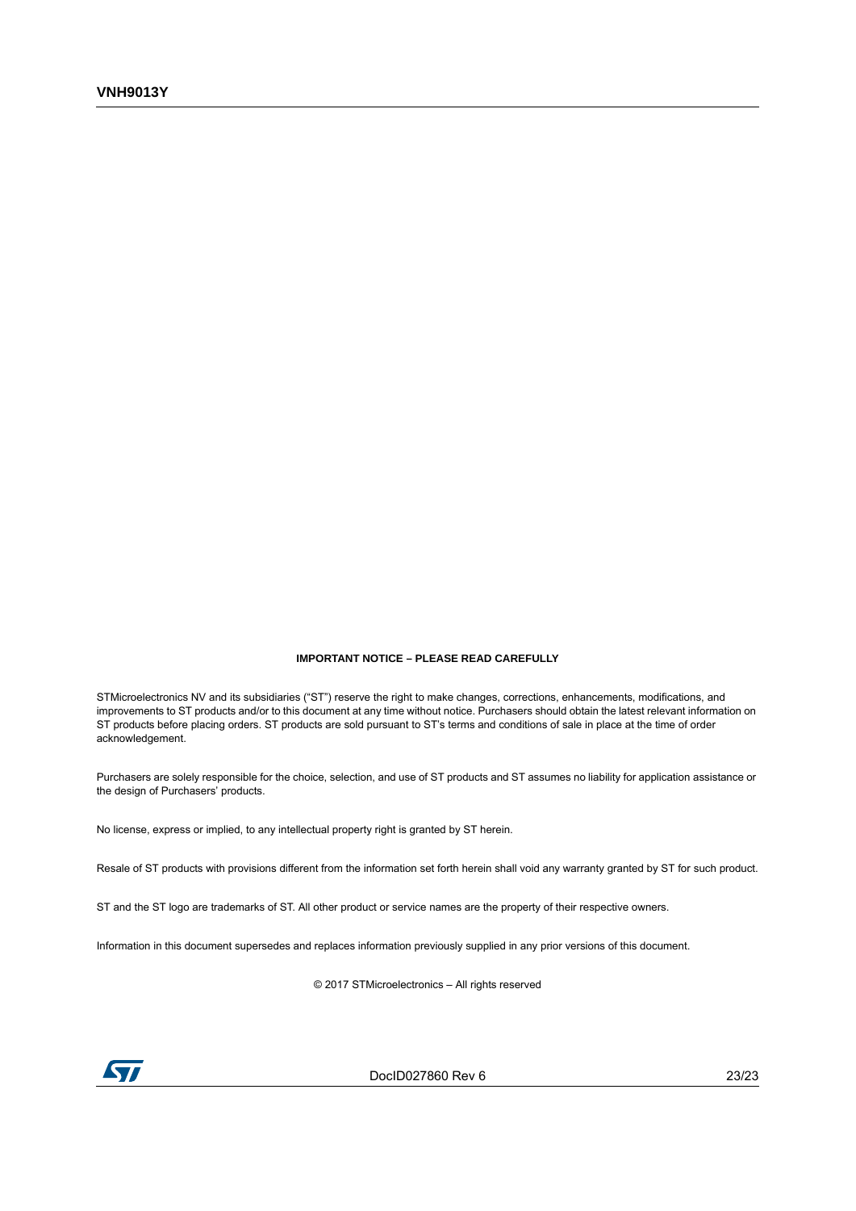**IMPORTANT NOTICE – PLEASE READ CAREFULLY**

STMicroelectronics NV and its subsidiaries ("ST") reserve the right to make changes, corrections, enhancements, modifications, and improvements to ST products and/or to this document at any time without notice. Purchasers should obtain the latest relevant information on ST products before placing orders. ST products are sold pursuant to ST's terms and conditions of sale in place at the time of order acknowledgement.

Purchasers are solely responsible for the choice, selection, and use of ST products and ST assumes no liability for application assistance or the design of Purchasers' products.

No license, express or implied, to any intellectual property right is granted by ST herein.

Resale of ST products with provisions different from the information set forth herein shall void any warranty granted by ST for such product.

ST and the ST logo are trademarks of ST. All other product or service names are the property of their respective owners.

Information in this document supersedes and replaces information previously supplied in any prior versions of this document.

© 2017 STMicroelectronics – All rights reserved